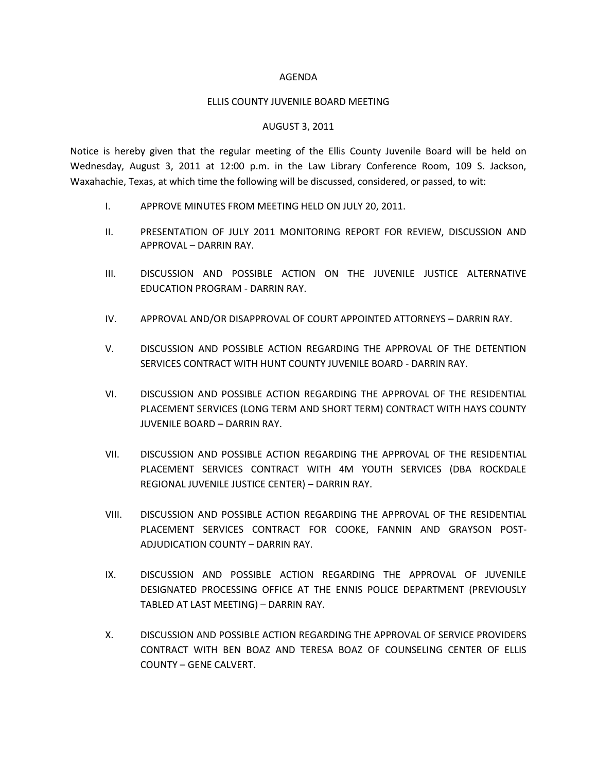AGENDA

ELLIS COUNTY JUVENILE BOARD MEETING

AUGUST 3, 2011

Notice is hereby given that the regular meeting of the Ellis County Juvenile Board will be held on Wednesday, August 3, 2011 at 12:00 p.m. in the Law Library Conference Room, 109 S. Jackson, Waxahachie, Texas, at which time the following will be discussed, considered, or passed, to wit:

I. APPROVE MINUTES FROM MEETING HELD ON JULY 20, 2011.

II. PRESENTATION OF JULY 2011 MONITORING REPORT FOR REVIEW, DISCUSSION AND APPROVAL – DARRIN RAY.

III. DISCUSSION AND POSSIBLE ACTION ON THE JUVENILE JUSTICE ALTERNATIVE EDUCATION PROGRAM - DARRIN RAY.

IV. APPROVAL AND/OR DISAPPROVAL OF COURT APPOINTED ATTORNEYS – DARRIN RAY.

V. DISCUSSION AND POSSIBLE ACTION REGARDING THE APPROVAL OF THE DETENTION SERVICES CONTRACT WITH HUNT COUNTY JUVENILE BOARD - DARRIN RAY.

VI. DISCUSSION AND POSSIBLE ACTION REGARDING THE APPROVAL OF THE RESIDENTIAL PLACEMENT SERVICES (LONG TERM AND SHORT TERM) CONTRACT WITH HAYS COUNTY JUVENILE BOARD – DARRIN RAY.

VII. DISCUSSION AND POSSIBLE ACTION REGARDING THE APPROVAL OF THE RESIDENTIAL PLACEMENT SERVICES CONTRACT WITH 4M YOUTH SERVICES (DBA ROCKDALE REGIONAL JUVENILE JUSTICE CENTER) – DARRIN RAY.

VIII. DISCUSSION AND POSSIBLE ACTION REGARDING THE APPROVAL OF THE RESIDENTIAL PLACEMENT SERVICES CONTRACT FOR COOKE, FANNIN AND GRAYSON POST-ADJUDICATION COUNTY – DARRIN RAY.

IX. DISCUSSION AND POSSIBLE ACTION REGARDING THE APPROVAL OF JUVENILE DESIGNATED PROCESSING OFFICE AT THE ENNIS POLICE DEPARTMENT (PREVIOUSLY TABLED AT LAST MEETING) – DARRIN RAY.

X. DISCUSSION AND POSSIBLE ACTION REGARDING THE APPROVAL OF SERVICE PROVIDERS CONTRACT WITH BEN BOAZ AND TERESA BOAZ OF COUNSELING CENTER OF ELLIS COUNTY – GENE CALVERT.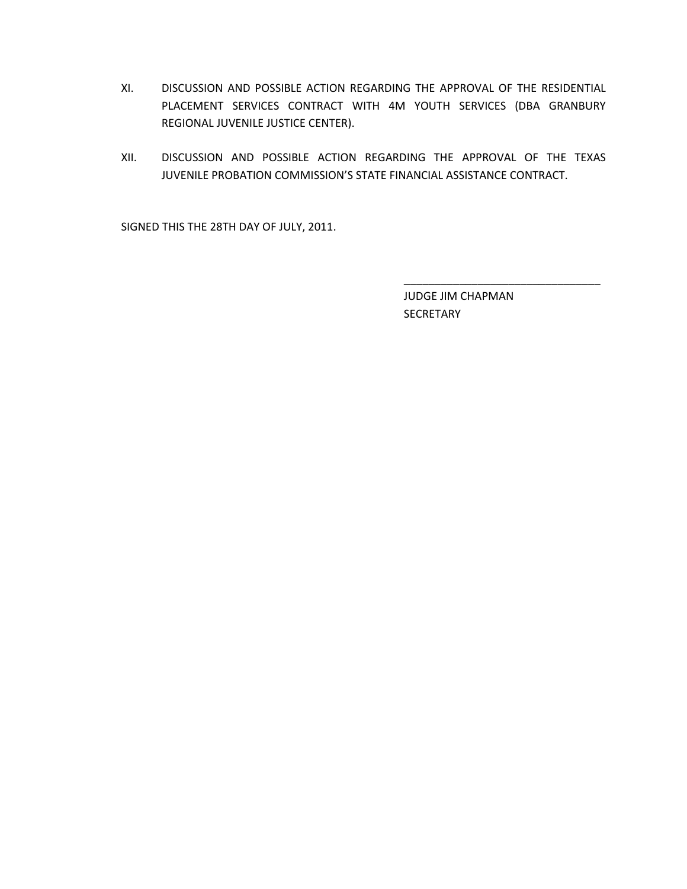XI. DISCUSSION AND POSSIBLE ACTION REGARDING THE APPROVAL OF THE RESIDENTIAL PLACEMENT SERVICES CONTRACT WITH 4M YOUTH SERVICES (DBA GRANBURY REGIONAL JUVENILE JUSTICE CENTER).

XII. DISCUSSION AND POSSIBLE ACTION REGARDING THE APPROVAL OF THE TEXAS JUVENILE PROBATION COMMISSION'S STATE FINANCIAL ASSISTANCE CONTRACT.

SIGNED THIS THE 28TH DAY OF JULY, 2011.

\_\_\_\_\_\_\_\_\_\_\_\_\_\_\_\_\_\_\_\_\_\_\_\_\_\_\_\_\_\_\_\_\_\_

JUDGE JIM CHAPMAN
SECRETARY